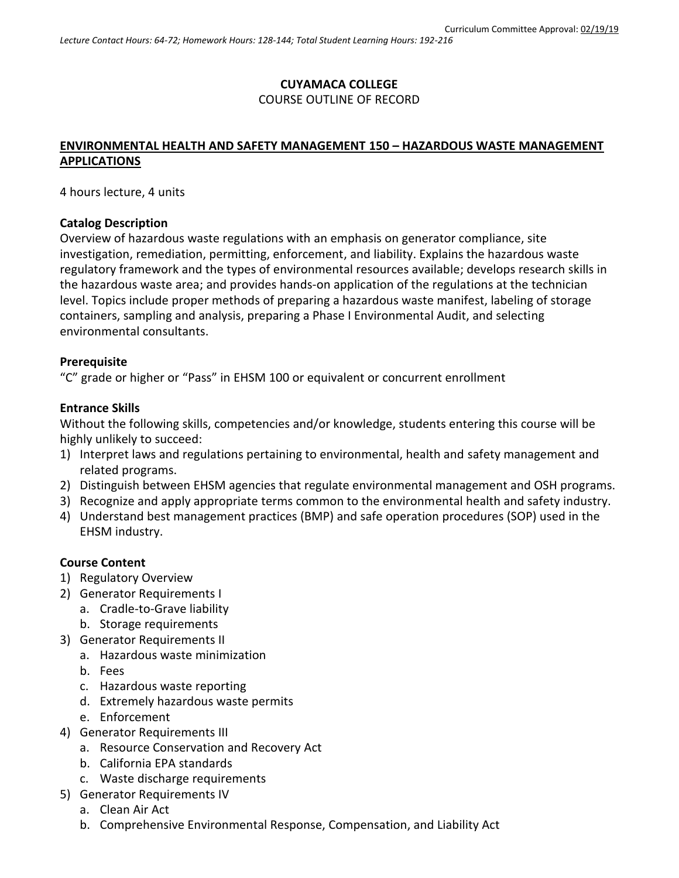Curriculum Committee Approval: 02/19/19

*Lecture Contact Hours: 64-72; Homework Hours: 128-144; Total Student Learning Hours: 192-216*

**CUYAMACA COLLEGE**

COURSE OUTLINE OF RECORD

**ENVIRONMENTAL HEALTH AND SAFETY MANAGEMENT 150 – HAZARDOUS WASTE MANAGEMENT APPLICATIONS**

4 hours lecture, 4 units

**Catalog Description**

Overview of hazardous waste regulations with an emphasis on generator compliance, site investigation, remediation, permitting, enforcement, and liability. Explains the hazardous waste regulatory framework and the types of environmental resources available; develops research skills in the hazardous waste area; and provides hands-on application of the regulations at the technician level. Topics include proper methods of preparing a hazardous waste manifest, labeling of storage containers, sampling and analysis, preparing a Phase I Environmental Audit, and selecting environmental consultants.

**Prerequisite**

"C" grade or higher or "Pass" in EHSM 100 or equivalent or concurrent enrollment

**Entrance Skills**

Without the following skills, competencies and/or knowledge, students entering this course will be highly unlikely to succeed:

1) Interpret laws and regulations pertaining to environmental, health and safety management and related programs.
2) Distinguish between EHSM agencies that regulate environmental management and OSH programs.
3) Recognize and apply appropriate terms common to the environmental health and safety industry.
4) Understand best management practices (BMP) and safe operation procedures (SOP) used in the EHSM industry.

**Course Content**

1) Regulatory Overview
2) Generator Requirements I
   a. Cradle-to-Grave liability
   b. Storage requirements
3) Generator Requirements II
   a. Hazardous waste minimization
   b. Fees
   c. Hazardous waste reporting
   d. Extremely hazardous waste permits
   e. Enforcement
4) Generator Requirements III
   a. Resource Conservation and Recovery Act
   b. California EPA standards
   c. Waste discharge requirements
5) Generator Requirements IV
   a. Clean Air Act
   b. Comprehensive Environmental Response, Compensation, and Liability Act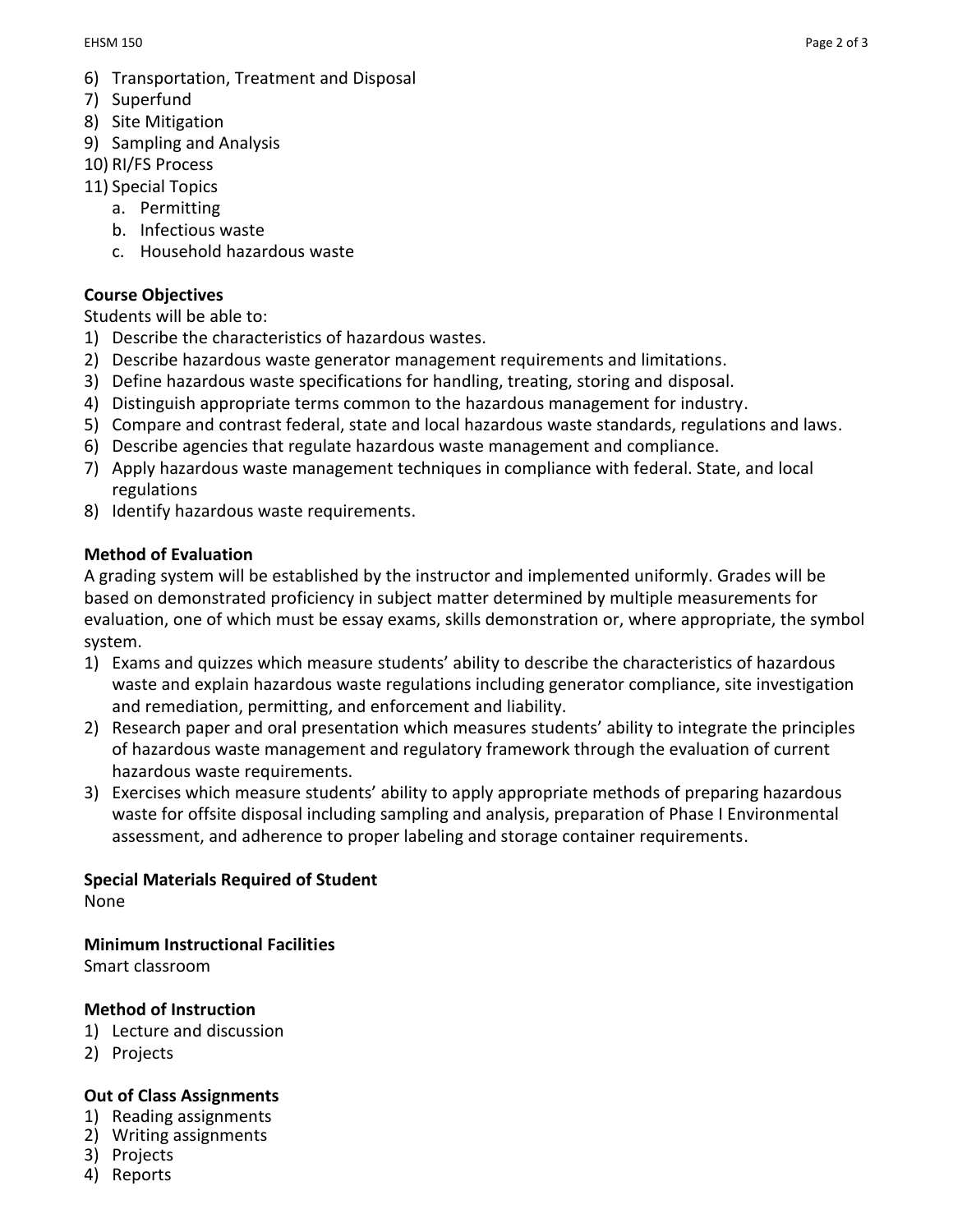6) Transportation, Treatment and Disposal
7) Superfund
8) Site Mitigation
9) Sampling and Analysis
10) RI/FS Process
11) Special Topics
    a. Permitting
    b. Infectious waste
    c. Household hazardous waste

**Course Objectives**

Students will be able to:

1) Describe the characteristics of hazardous wastes.
2) Describe hazardous waste generator management requirements and limitations.
3) Define hazardous waste specifications for handling, treating, storing and disposal.
4) Distinguish appropriate terms common to the hazardous management for industry.
5) Compare and contrast federal, state and local hazardous waste standards, regulations and laws.
6) Describe agencies that regulate hazardous waste management and compliance.
7) Apply hazardous waste management techniques in compliance with federal. State, and local regulations
8) Identify hazardous waste requirements.

**Method of Evaluation**

A grading system will be established by the instructor and implemented uniformly. Grades will be based on demonstrated proficiency in subject matter determined by multiple measurements for evaluation, one of which must be essay exams, skills demonstration or, where appropriate, the symbol system.

1) Exams and quizzes which measure students' ability to describe the characteristics of hazardous waste and explain hazardous waste regulations including generator compliance, site investigation and remediation, permitting, and enforcement and liability.
2) Research paper and oral presentation which measures students' ability to integrate the principles of hazardous waste management and regulatory framework through the evaluation of current hazardous waste requirements.
3) Exercises which measure students' ability to apply appropriate methods of preparing hazardous waste for offsite disposal including sampling and analysis, preparation of Phase I Environmental assessment, and adherence to proper labeling and storage container requirements.

**Special Materials Required of Student**

None

**Minimum Instructional Facilities**

Smart classroom

**Method of Instruction**

1) Lecture and discussion
2) Projects

**Out of Class Assignments**

1) Reading assignments
2) Writing assignments
3) Projects
4) Reports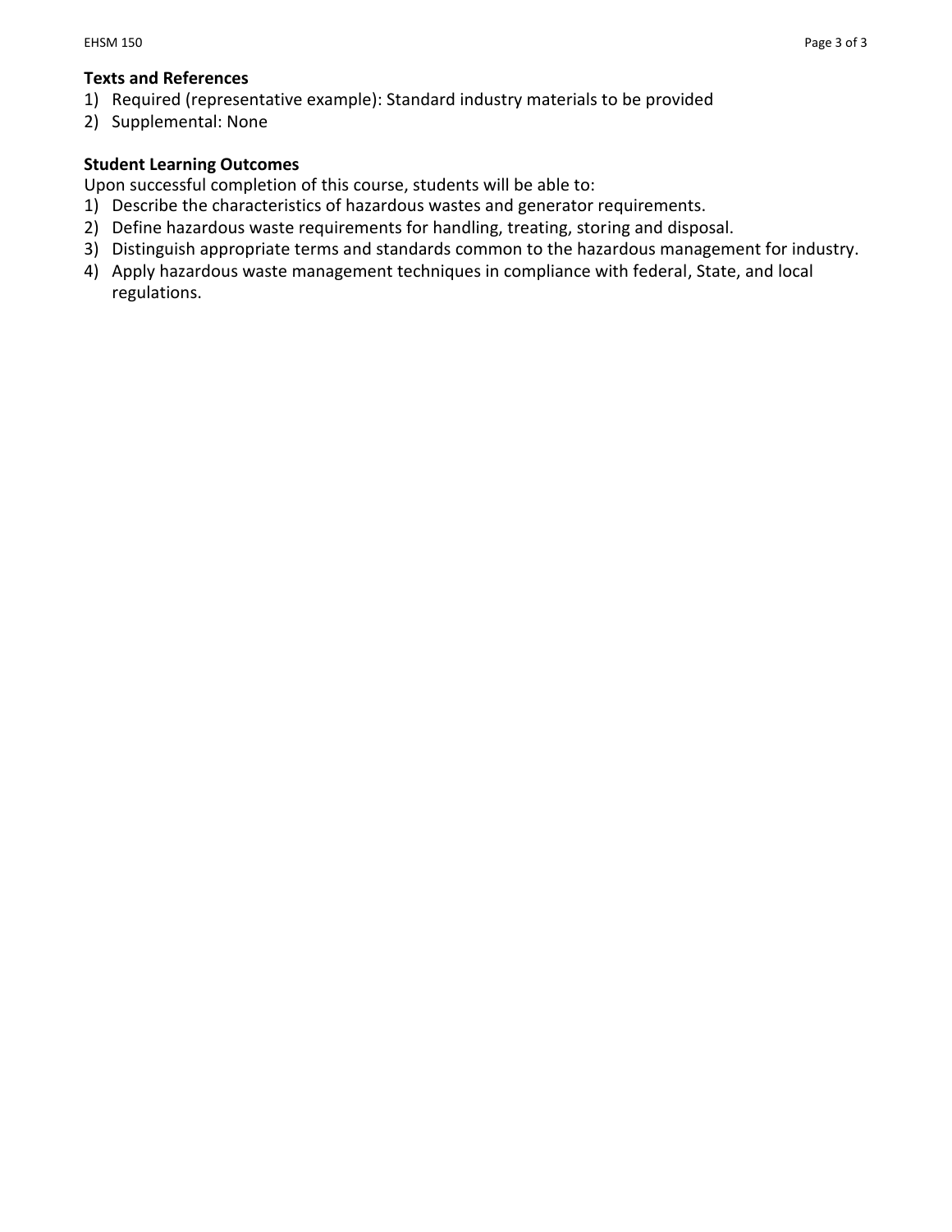## Texts and References

1) Required (representative example): Standard industry materials to be provided
2) Supplemental: None

## Student Learning Outcomes

Upon successful completion of this course, students will be able to:

1) Describe the characteristics of hazardous wastes and generator requirements.
2) Define hazardous waste requirements for handling, treating, storing and disposal.
3) Distinguish appropriate terms and standards common to the hazardous management for industry.
4) Apply hazardous waste management techniques in compliance with federal, State, and local regulations.